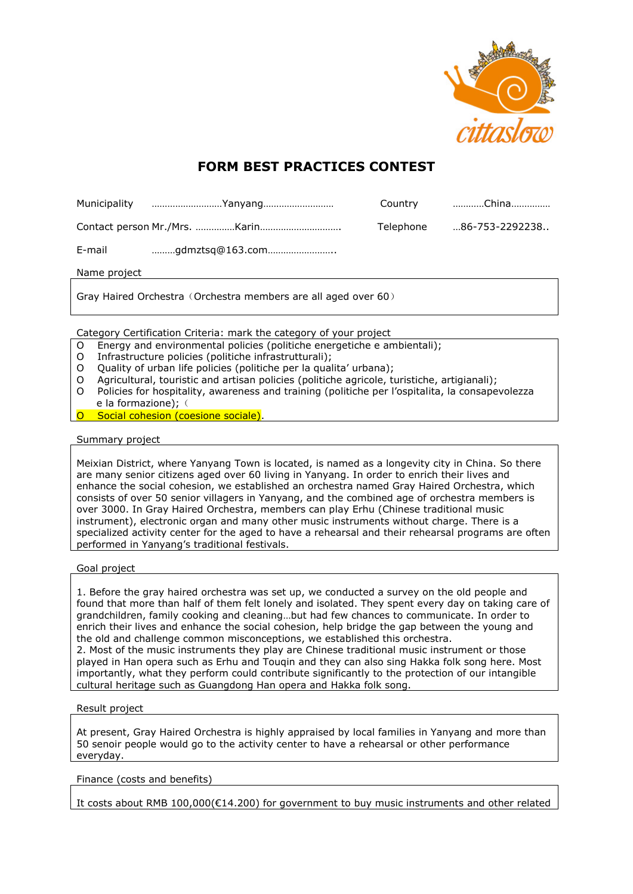# FORM BEST PRACTICES CONTEST

Municipality ………………………Yanyang……………………… Country …………China……………

Contact person Mr./Mrs. ……………Karin…………………………. Telephone …86-753-2292238..

E-mail ………gdmztsq@163.com……………………..

Name project

Gray Haired Orchestra（Orchestra members are all aged over 60）

Category Certification Criteria: mark the category of your project

- O Energy and environmental policies (politiche energetiche e ambientali);
- O Infrastructure policies (politiche infrastrutturali);
- O Quality of urban life policies (politiche per la qualita' urbana);
- O Agricultural, touristic and artisan policies (politiche agricole, turistiche, artigianali);
- O Policies for hospitality, awareness and training (politiche per l'ospitalita, la consapevolezza e la formazione);（
- O Social cohesion (coesione sociale).

Summary project

Meixian District, where Yanyang Town is located, is named as a longevity city in China. So there are many senior citizens aged over 60 living in Yanyang. In order to enrich their lives and enhance the social cohesion, we established an orchestra named Gray Haired Orchestra, which consists of over 50 senior villagers in Yanyang, and the combined age of orchestra members is over 3000. In Gray Haired Orchestra, members can play Erhu (Chinese traditional music instrument), electronic organ and many other music instruments without charge. There is a specialized activity center for the aged to have a rehearsal and their rehearsal programs are often performed in Yanyang's traditional festivals.

Goal project

1. Before the gray haired orchestra was set up, we conducted a survey on the old people and found that more than half of them felt lonely and isolated. They spent every day on taking care of grandchildren, family cooking and cleaning…but had few chances to communicate. In order to enrich their lives and enhance the social cohesion, help bridge the gap between the young and the old and challenge common misconceptions, we established this orchestra.
2. Most of the music instruments they play are Chinese traditional music instrument or those played in Han opera such as Erhu and Touqin and they can also sing Hakka folk song here. Most importantly, what they perform could contribute significantly to the protection of our intangible cultural heritage such as Guangdong Han opera and Hakka folk song.

Result project

At present, Gray Haired Orchestra is highly appraised by local families in Yanyang and more than 50 senoir people would go to the activity center to have a rehearsal or other performance everyday.

Finance (costs and benefits)

It costs about RMB 100,000(€14.200) for government to buy music instruments and other related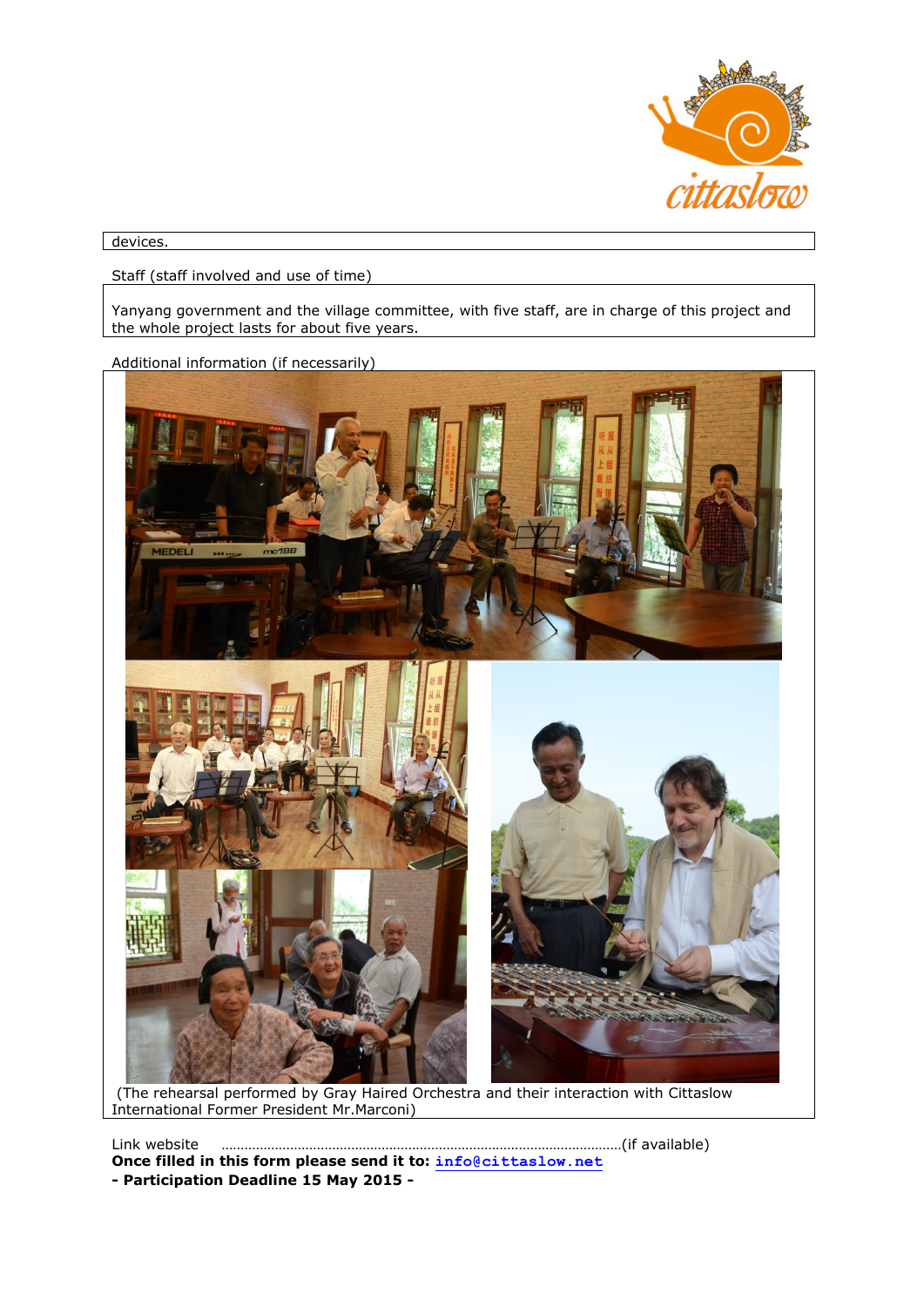devices.

Staff (staff involved and use of time)

Yanyang government and the village committee, with five staff, are in charge of this project and the whole project lasts for about five years.

Additional information (if necessarily)

(The rehearsal performed by Gray Haired Orchestra and their interaction with Cittaslow International Former President Mr.Marconi)

Link website ………………………………………………………………………………………(if available)

**Once filled in this form please send it to: info@cittaslow.net**

**- Participation Deadline 15 May 2015 -**